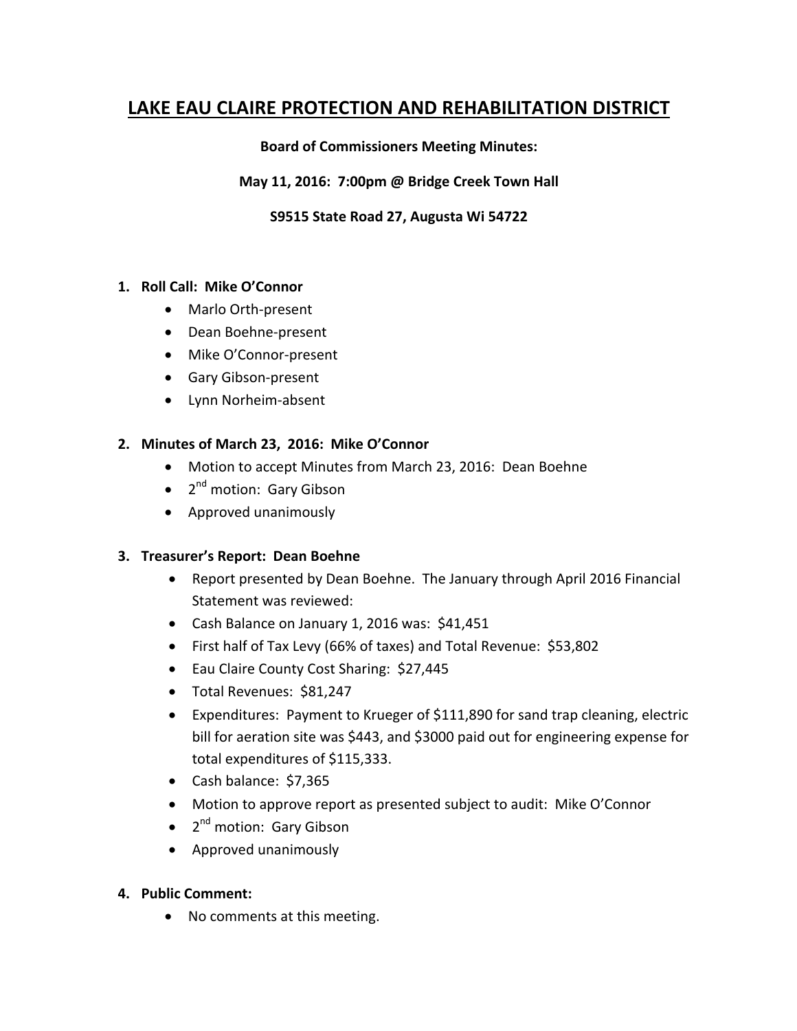# LAKE EAU CLAIRE PROTECTION AND REHABILITATION DISTRICT

**Board of Commissioners Meeting Minutes:**

**May 11, 2016: 7:00pm @ Bridge Creek Town Hall**

**S9515 State Road 27, Augusta Wi 54722**

1. **Roll Call: Mike O'Connor**
   - Marlo Orth-present
   - Dean Boehne-present
   - Mike O'Connor-present
   - Gary Gibson-present
   - Lynn Norheim-absent

2. **Minutes of March 23, 2016: Mike O'Connor**
   - Motion to accept Minutes from March 23, 2016: Dean Boehne
   - 2nd motion: Gary Gibson
   - Approved unanimously

3. **Treasurer's Report: Dean Boehne**
   - Report presented by Dean Boehne. The January through April 2016 Financial Statement was reviewed:
   - Cash Balance on January 1, 2016 was: $41,451
   - First half of Tax Levy (66% of taxes) and Total Revenue: $53,802
   - Eau Claire County Cost Sharing: $27,445
   - Total Revenues: $81,247
   - Expenditures: Payment to Krueger of $111,890 for sand trap cleaning, electric bill for aeration site was $443, and $3000 paid out for engineering expense for total expenditures of $115,333.
   - Cash balance: $7,365
   - Motion to approve report as presented subject to audit: Mike O'Connor
   - 2nd motion: Gary Gibson
   - Approved unanimously

4. **Public Comment:**
   - No comments at this meeting.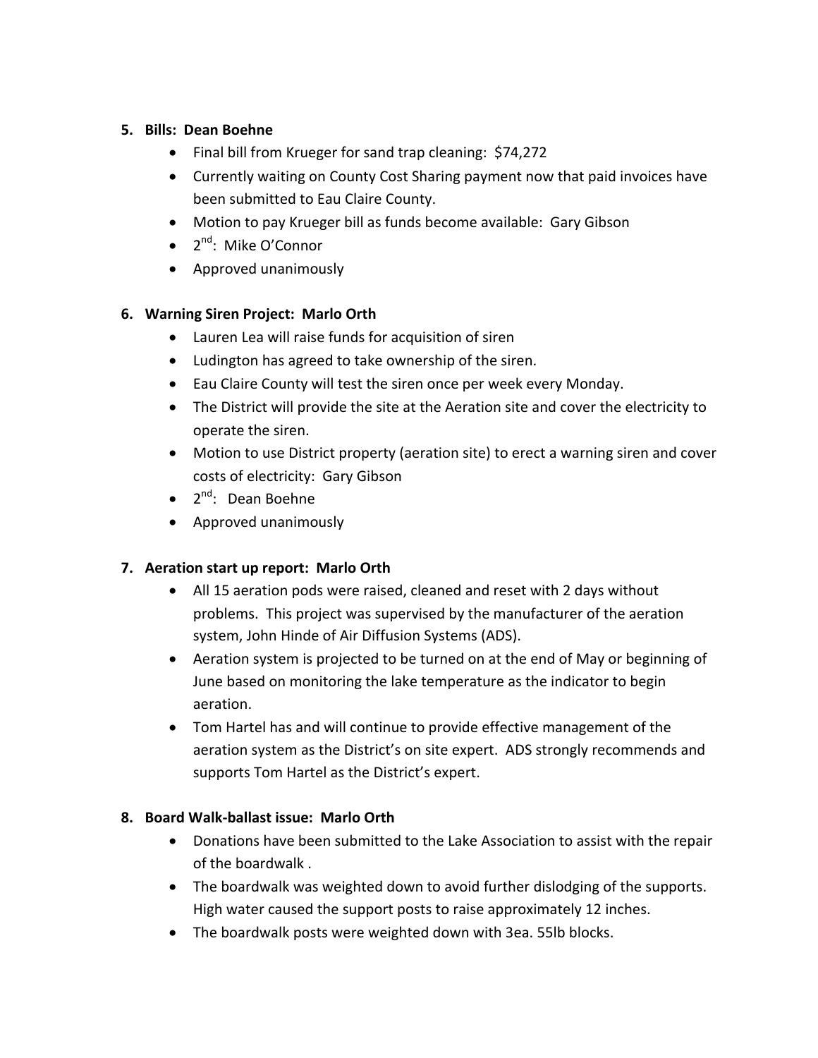5. **Bills: Dean Boehne**
   - Final bill from Krueger for sand trap cleaning: $74,272
   - Currently waiting on County Cost Sharing payment now that paid invoices have been submitted to Eau Claire County.
   - Motion to pay Krueger bill as funds become available: Gary Gibson
   - 2nd: Mike O'Connor
   - Approved unanimously

6. **Warning Siren Project: Marlo Orth**
   - Lauren Lea will raise funds for acquisition of siren
   - Ludington has agreed to take ownership of the siren.
   - Eau Claire County will test the siren once per week every Monday.
   - The District will provide the site at the Aeration site and cover the electricity to operate the siren.
   - Motion to use District property (aeration site) to erect a warning siren and cover costs of electricity: Gary Gibson
   - 2nd: Dean Boehne
   - Approved unanimously

7. **Aeration start up report: Marlo Orth**
   - All 15 aeration pods were raised, cleaned and reset with 2 days without problems. This project was supervised by the manufacturer of the aeration system, John Hinde of Air Diffusion Systems (ADS).
   - Aeration system is projected to be turned on at the end of May or beginning of June based on monitoring the lake temperature as the indicator to begin aeration.
   - Tom Hartel has and will continue to provide effective management of the aeration system as the District's on site expert. ADS strongly recommends and supports Tom Hartel as the District's expert.

8. **Board Walk-ballast issue: Marlo Orth**
   - Donations have been submitted to the Lake Association to assist with the repair of the boardwalk .
   - The boardwalk was weighted down to avoid further dislodging of the supports. High water caused the support posts to raise approximately 12 inches.
   - The boardwalk posts were weighted down with 3ea. 55lb blocks.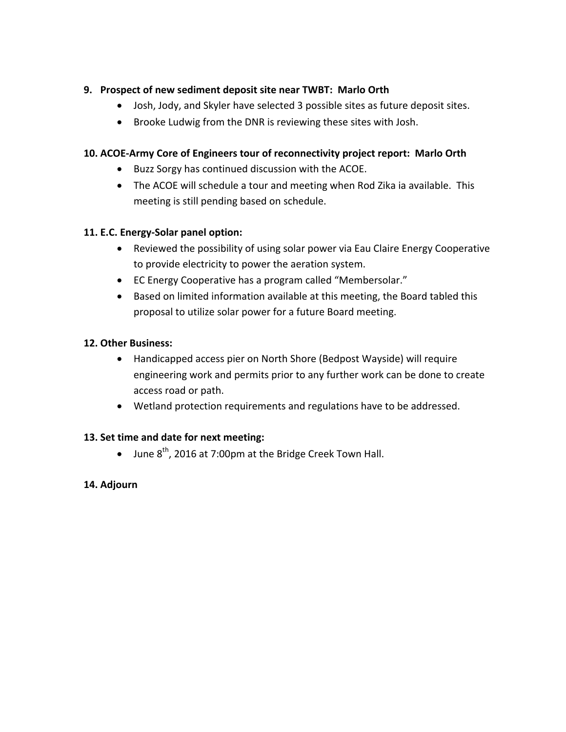9. **Prospect of new sediment deposit site near TWBT: Marlo Orth**
   - Josh, Jody, and Skyler have selected 3 possible sites as future deposit sites.
   - Brooke Ludwig from the DNR is reviewing these sites with Josh.

10. **ACOE-Army Core of Engineers tour of reconnectivity project report: Marlo Orth**
    - Buzz Sorgy has continued discussion with the ACOE.
    - The ACOE will schedule a tour and meeting when Rod Zika ia available. This meeting is still pending based on schedule.

11. **E.C. Energy-Solar panel option:**
    - Reviewed the possibility of using solar power via Eau Claire Energy Cooperative to provide electricity to power the aeration system.
    - EC Energy Cooperative has a program called "Membersolar."
    - Based on limited information available at this meeting, the Board tabled this proposal to utilize solar power for a future Board meeting.

12. **Other Business:**
    - Handicapped access pier on North Shore (Bedpost Wayside) will require engineering work and permits prior to any further work can be done to create access road or path.
    - Wetland protection requirements and regulations have to be addressed.

13. **Set time and date for next meeting:**
    - June 8th, 2016 at 7:00pm at the Bridge Creek Town Hall.

14. **Adjourn**